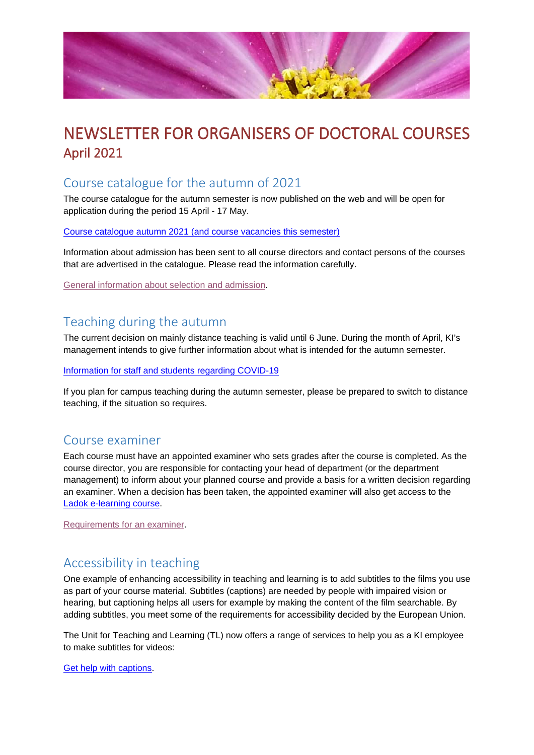# NEWSLETTER FOR ORGANISERS OF DOCTORAL COURSES

April 2021

## Course catalogue for the autumn of 2021

The course catalogue for the autumn semester is now published on the web and will be open for application during the period 15 April - 17 May.

Course catalogue autumn 2021 (and course vacancies this semester)

Information about admission has been sent to all course directors and contact persons of the courses that are advertised in the catalogue. Please read the information carefully.

General information about selection and admission.

## Teaching during the autumn

The current decision on mainly distance teaching is valid until 6 June. During the month of April, KI's management intends to give further information about what is intended for the autumn semester.

Information for staff and students regarding COVID-19

If you plan for campus teaching during the autumn semester, please be prepared to switch to distance teaching, if the situation so requires.

## Course examiner

Each course must have an appointed examiner who sets grades after the course is completed. As the course director, you are responsible for contacting your head of department (or the department management) to inform about your planned course and provide a basis for a written decision regarding an examiner. When a decision has been taken, the appointed examiner will also get access to the Ladok e-learning course.

Requirements for an examiner.

## Accessibility in teaching

One example of enhancing accessibility in teaching and learning is to add subtitles to the films you use as part of your course material. Subtitles (captions) are needed by people with impaired vision or hearing, but captioning helps all users for example by making the content of the film searchable. By adding subtitles, you meet some of the requirements for accessibility decided by the European Union.

The Unit for Teaching and Learning (TL) now offers a range of services to help you as a KI employee to make subtitles for videos:

Get help with captions.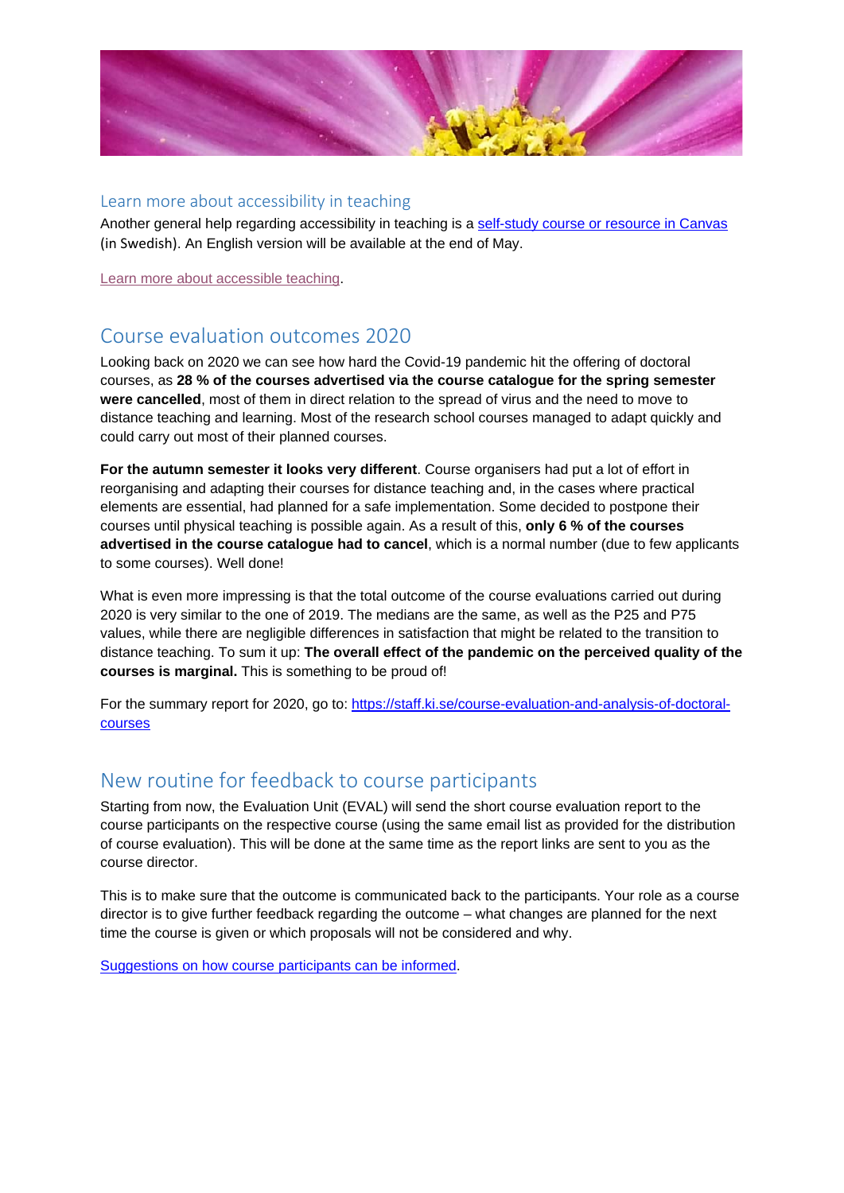### Learn more about accessibility in teaching

Another general help regarding accessibility in teaching is a [self-study course or resource in Canvas](#) (in Swedish). An English version will be available at the end of May.

[Learn more about accessible teaching](#).

## Course evaluation outcomes 2020

Looking back on 2020 we can see how hard the Covid-19 pandemic hit the offering of doctoral courses, as **28 % of the courses advertised via the course catalogue for the spring semester were cancelled**, most of them in direct relation to the spread of virus and the need to move to distance teaching and learning. Most of the research school courses managed to adapt quickly and could carry out most of their planned courses.

**For the autumn semester it looks very different**. Course organisers had put a lot of effort in reorganising and adapting their courses for distance teaching and, in the cases where practical elements are essential, had planned for a safe implementation. Some decided to postpone their courses until physical teaching is possible again. As a result of this, **only 6 % of the courses advertised in the course catalogue had to cancel**, which is a normal number (due to few applicants to some courses). Well done!

What is even more impressing is that the total outcome of the course evaluations carried out during 2020 is very similar to the one of 2019. The medians are the same, as well as the P25 and P75 values, while there are negligible differences in satisfaction that might be related to the transition to distance teaching. To sum it up: **The overall effect of the pandemic on the perceived quality of the courses is marginal.** This is something to be proud of!

For the summary report for 2020, go to: [https://staff.ki.se/course-evaluation-and-analysis-of-doctoral-courses](https://staff.ki.se/course-evaluation-and-analysis-of-doctoral-courses)

## New routine for feedback to course participants

Starting from now, the Evaluation Unit (EVAL) will send the short course evaluation report to the course participants on the respective course (using the same email list as provided for the distribution of course evaluation). This will be done at the same time as the report links are sent to you as the course director.

This is to make sure that the outcome is communicated back to the participants. Your role as a course director is to give further feedback regarding the outcome – what changes are planned for the next time the course is given or which proposals will not be considered and why.

[Suggestions on how course participants can be informed](#).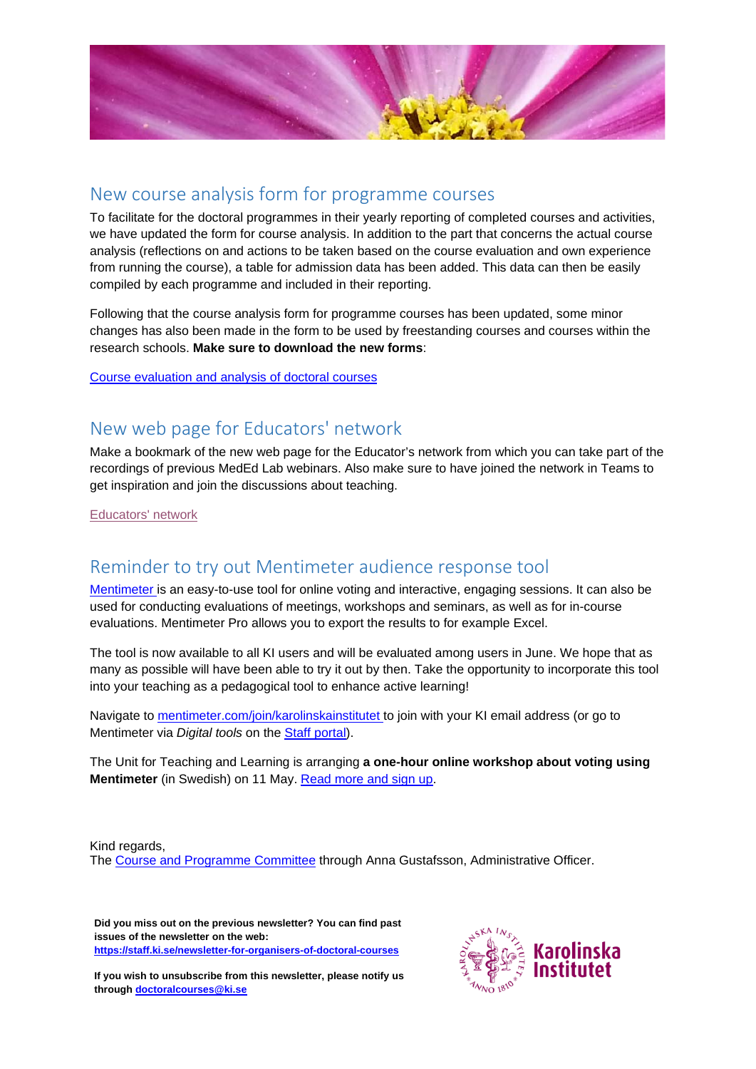## New course analysis form for programme courses

To facilitate for the doctoral programmes in their yearly reporting of completed courses and activities, we have updated the form for course analysis. In addition to the part that concerns the actual course analysis (reflections on and actions to be taken based on the course evaluation and own experience from running the course), a table for admission data has been added. This data can then be easily compiled by each programme and included in their reporting.

Following that the course analysis form for programme courses has been updated, some minor changes has also been made in the form to be used by freestanding courses and courses within the research schools. **Make sure to download the new forms**:

[Course evaluation and analysis of doctoral courses]()

## New web page for Educators' network

Make a bookmark of the new web page for the Educator's network from which you can take part of the recordings of previous MedEd Lab webinars. Also make sure to have joined the network in Teams to get inspiration and join the discussions about teaching.

[Educators' network]()

## Reminder to try out Mentimeter audience response tool

[Mentimeter]() is an easy-to-use tool for online voting and interactive, engaging sessions. It can also be used for conducting evaluations of meetings, workshops and seminars, as well as for in-course evaluations. Mentimeter Pro allows you to export the results to for example Excel.

The tool is now available to all KI users and will be evaluated among users in June. We hope that as many as possible will have been able to try it out by then. Take the opportunity to incorporate this tool into your teaching as a pedagogical tool to enhance active learning!

Navigate to [mentimeter.com/join/karolinskainstitutet]() to join with your KI email address (or go to Mentimeter via *Digital tools* on the [Staff portal]()).

The Unit for Teaching and Learning is arranging **a one-hour online workshop about voting using Mentimeter** (in Swedish) on 11 May. [Read more and sign up]().

Kind regards,
The [Course and Programme Committee]() through Anna Gustafsson, Administrative Officer.

**Did you miss out on the previous newsletter? You can find past issues of the newsletter on the web: [https://staff.ki.se/newsletter-for-organisers-of-doctoral-courses](https://staff.ki.se/newsletter-for-organisers-of-doctoral-courses)**

**If you wish to unsubscribe from this newsletter, please notify us through [doctoralcourses@ki.se](mailto:doctoralcourses@ki.se)**

Karolinska Institutet